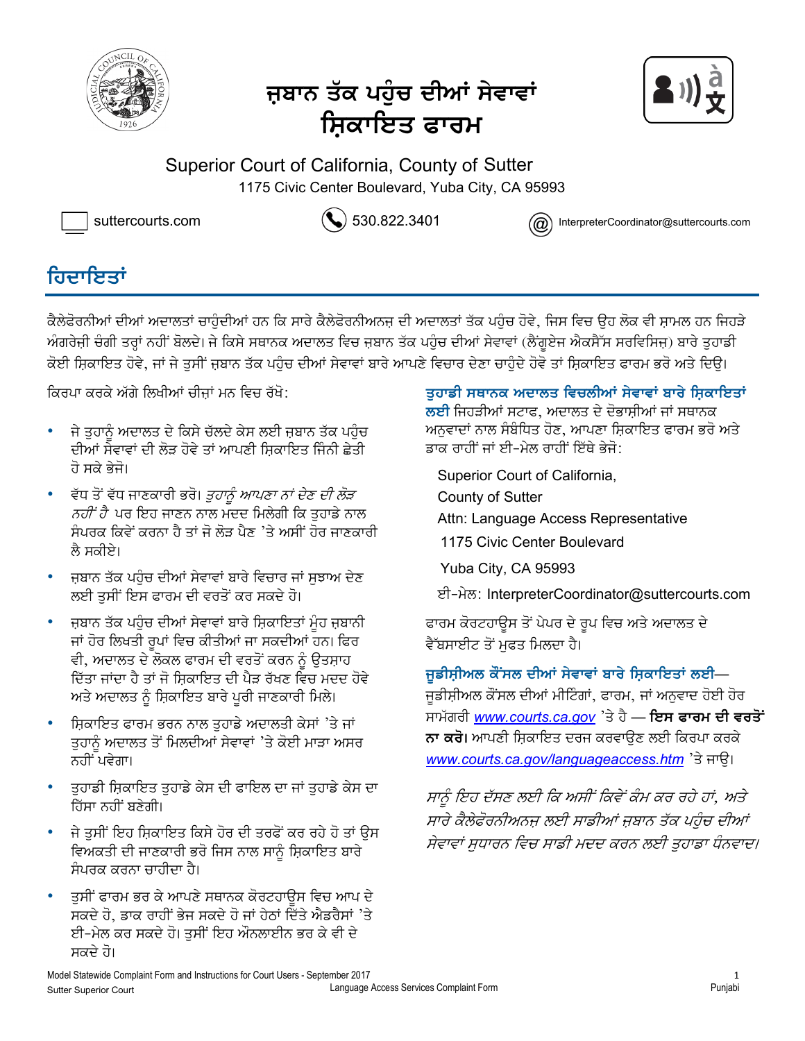# ਜ਼ਬਾਨ ਤੱਕ ਪਹੁੰਚ ਦੀਆਂ ਸੇਵਾਵਾਂ ਸ਼ਿਕਾਇਤ ਫਾਰਮ

Superior Court of California, County of Sutter
1175 Civic Center Boulevard, Yuba City, CA 95993

suttercourts.com 530.822.3401 InterpreterCoordinator@suttercourts.com

## ਹਿਦਾਇਤਾਂ

ਕੈਲੇਫੋਰਨੀਆਂ ਦੀਆਂ ਅਦਾਲਤਾਂ ਚਾਹੁੰਦੀਆਂ ਹਨ ਕਿ ਸਾਰੇ ਕੈਲੇਫੋਰਨੀਅਨਜ਼ ਦੀ ਅਦਾਲਤਾਂ ਤੱਕ ਪਹੁੰਚ ਹੋਵੇ, ਜਿਸ ਵਿਚ ਉਹ ਲੋਕ ਵੀ ਸ਼ਾਮਲ ਹਨ ਜਿਹੜੇ ਅੰਗਰੇਜ਼ੀ ਚੰਗੀ ਤਰ੍ਹਾਂ ਨਹੀਂ ਬੋਲਦੇ। ਜੇ ਕਿਸੇ ਸਥਾਨਕ ਅਦਾਲਤ ਵਿਚ ਜ਼ਬਾਨ ਤੱਕ ਪਹੁੰਚ ਦੀਆਂ ਸੇਵਾਵਾਂ (ਲੈਂਗੁਏਜ ਐਕਸੈੱਸ ਸਰਵਿਸਿਜ਼) ਬਾਰੇ ਤੁਹਾਡੀ ਕੋਈ ਸ਼ਿਕਾਇਤ ਹੋਵੇ, ਜਾਂ ਜੇ ਤੁਸੀਂ ਜ਼ਬਾਨ ਤੱਕ ਪਹੁੰਚ ਦੀਆਂ ਸੇਵਾਵਾਂ ਬਾਰੇ ਆਪਣੇ ਵਿਚਾਰ ਦੇਣਾ ਚਾਹੁੰਦੇ ਹੋਵੋ ਤਾਂ ਸ਼ਿਕਾਇਤ ਫਾਰਮ ਭਰੋ ਅਤੇ ਦਿਉ।

ਕਿਰਪਾ ਕਰਕੇ ਅੱਗੇ ਲਿਖੀਆਂ ਚੀਜ਼ਾਂ ਮਨ ਵਿਚ ਰੱਖੋ:

- ਜੇ ਤੁਹਾਨੂੰ ਅਦਾਲਤ ਦੇ ਕਿਸੇ ਚੱਲਦੇ ਕੇਸ ਲਈ ਜ਼ਬਾਨ ਤੱਕ ਪਹੁੰਚ ਦੀਆਂ ਸੇਵਾਵਾਂ ਦੀ ਲੋੜ ਹੋਵੇ ਤਾਂ ਆਪਣੀ ਸ਼ਿਕਾਇਤ ਜਿੰਨੀ ਛੇਤੀ ਹੋ ਸਕੇ ਭੇਜੋ।
- ਵੱਧ ਤੋਂ ਵੱਧ ਜਾਣਕਾਰੀ ਭਰੋ। *ਤੁਹਾਨੂੰ ਆਪਣਾ ਨਾਂ ਦੇਣ ਦੀ ਲੋੜ ਨਹੀਂ ਹੈ* ਪਰ ਇਹ ਜਾਣਨ ਨਾਲ ਮਦਦ ਮਿਲੇਗੀ ਕਿ ਤੁਹਾਡੇ ਨਾਲ ਸੰਪਰਕ ਕਿਵੇਂ ਕਰਨਾ ਹੈ ਤਾਂ ਜੋ ਲੋੜ ਪੈਣ 'ਤੇ ਅਸੀਂ ਹੋਰ ਜਾਣਕਾਰੀ ਲੈ ਸਕੀਏ।
- ਜ਼ਬਾਨ ਤੱਕ ਪਹੁੰਚ ਦੀਆਂ ਸੇਵਾਵਾਂ ਬਾਰੇ ਵਿਚਾਰ ਜਾਂ ਸੁਝਾਅ ਦੇਣ ਲਈ ਤੁਸੀਂ ਇਸ ਫਾਰਮ ਦੀ ਵਰਤੋਂ ਕਰ ਸਕਦੇ ਹੋ।
- ਜ਼ਬਾਨ ਤੱਕ ਪਹੁੰਚ ਦੀਆਂ ਸੇਵਾਵਾਂ ਬਾਰੇ ਸ਼ਿਕਾਇਤਾਂ ਮੂੰਹ ਜ਼ਬਾਨੀ ਜਾਂ ਹੋਰ ਲਿਖਤੀ ਰੂਪਾਂ ਵਿਚ ਕੀਤੀਆਂ ਜਾ ਸਕਦੀਆਂ ਹਨ। ਫਿਰ ਵੀ, ਅਦਾਲਤ ਦੇ ਲੋਕਲ ਫਾਰਮ ਦੀ ਵਰਤੋਂ ਕਰਨ ਨੂੰ ਉਤਸ਼ਾਹ ਦਿੱਤਾ ਜਾਂਦਾ ਹੈ ਤਾਂ ਜੋ ਸ਼ਿਕਾਇਤ ਦੀ ਪੈੜ ਰੱਖਣ ਵਿਚ ਮਦਦ ਹੋਵੇ ਅਤੇ ਅਦਾਲਤ ਨੂੰ ਸ਼ਿਕਾਇਤ ਬਾਰੇ ਪੂਰੀ ਜਾਣਕਾਰੀ ਮਿਲੇ।
- ਸ਼ਿਕਾਇਤ ਫਾਰਮ ਭਰਨ ਨਾਲ ਤੁਹਾਡੇ ਅਦਾਲਤੀ ਕੇਸਾਂ 'ਤੇ ਜਾਂ ਤੁਹਾਨੂੰ ਅਦਾਲਤ ਤੋਂ ਮਿਲਦੀਆਂ ਸੇਵਾਵਾਂ 'ਤੇ ਕੋਈ ਮਾੜਾ ਅਸਰ ਨਹੀਂ ਪਵੇਗਾ।
- ਤੁਹਾਡੀ ਸ਼ਿਕਾਇਤ ਤੁਹਾਡੇ ਕੇਸ ਦੀ ਫਾਇਲ ਦਾ ਜਾਂ ਤੁਹਾਡੇ ਕੇਸ ਦਾ ਹਿੱਸਾ ਨਹੀਂ ਬਣੇਗੀ।
- ਜੇ ਤੁਸੀਂ ਇਹ ਸ਼ਿਕਾਇਤ ਕਿਸੇ ਹੋਰ ਦੀ ਤਰਫੋਂ ਕਰ ਰਹੇ ਹੋ ਤਾਂ ਉਸ ਵਿਅਕਤੀ ਦੀ ਜਾਣਕਾਰੀ ਭਰੋ ਜਿਸ ਨਾਲ ਸਾਨੂੰ ਸ਼ਿਕਾਇਤ ਬਾਰੇ ਸੰਪਰਕ ਕਰਨਾ ਚਾਹੀਦਾ ਹੈ।
- ਤੁਸੀਂ ਫਾਰਮ ਭਰ ਕੇ ਆਪਣੇ ਸਥਾਨਕ ਕੋਰਟਹਾਊਸ ਵਿਚ ਆਪ ਦੇ ਸਕਦੇ ਹੋ, ਡਾਕ ਰਾਹੀਂ ਭੇਜ ਸਕਦੇ ਹੋ ਜਾਂ ਹੇਠਾਂ ਦਿੱਤੇ ਐਡਰੈਸਾਂ 'ਤੇ ਈ-ਮੇਲ ਕਰ ਸਕਦੇ ਹੋ। ਤੁਸੀਂ ਇਹ ਔਨਲਾਈਨ ਭਰ ਕੇ ਵੀ ਦੇ ਸਕਦੇ ਹੋ।

**ਤੁਹਾਡੀ ਸਥਾਨਕ ਅਦਾਲਤ ਵਿਚਲੀਆਂ ਸੇਵਾਵਾਂ ਬਾਰੇ ਸ਼ਿਕਾਇਤਾਂ ਲਈ** ਜਿਹੜੀਆਂ ਸਟਾਫ, ਅਦਾਲਤ ਦੇ ਦੋਭਾਸ਼ੀਆਂ ਜਾਂ ਸਥਾਨਕ ਅਨੁਵਾਦਾਂ ਨਾਲ ਸੰਬੰਧਿਤ ਹੋਣ, ਆਪਣਾ ਸ਼ਿਕਾਇਤ ਫਾਰਮ ਭਰੋ ਅਤੇ ਡਾਕ ਰਾਹੀਂ ਜਾਂ ਈ-ਮੇਲ ਰਾਹੀਂ ਇੱਥੇ ਭੇਜੋ:

Superior Court of California,
County of Sutter
Attn: Language Access Representative
1175 Civic Center Boulevard
Yuba City, CA 95993
ਈ-ਮੇਲ: InterpreterCoordinator@suttercourts.com

ਫਾਰਮ ਕੋਰਟਹਾਊਸ ਤੋਂ ਪੇਪਰ ਦੇ ਰੂਪ ਵਿਚ ਅਤੇ ਅਦਾਲਤ ਦੇ ਵੈੱਬਸਾਈਟ ਤੋਂ ਮੁਫਤ ਮਿਲਦਾ ਹੈ।

**ਜੁਡੀਸ਼ੀਅਲ ਕੌਂਸਲ ਦੀਆਂ ਸੇਵਾਵਾਂ ਬਾਰੇ ਸ਼ਿਕਾਇਤਾਂ ਲਈ**— ਜੁਡੀਸ਼ੀਅਲ ਕੌਂਸਲ ਦੀਆਂ ਮੀਟਿੰਗਾਂ, ਫਾਰਮ, ਜਾਂ ਅਨੁਵਾਦ ਹੋਈ ਹੋਰ ਸਾਮੱਗਰੀ www.courts.ca.gov 'ਤੇ ਹੈ — **ਇਸ ਫਾਰਮ ਦੀ ਵਰਤੋਂ ਨਾ ਕਰੋ।** ਆਪਣੀ ਸ਼ਿਕਾਇਤ ਦਰਜ ਕਰਵਾਉਣ ਲਈ ਕਿਰਪਾ ਕਰਕੇ www.courts.ca.gov/languageaccess.htm 'ਤੇ ਜਾਉ।

*ਸਾਨੂੰ ਇਹ ਦੱਸਣ ਲਈ ਕਿ ਅਸੀਂ ਕਿਵੇਂ ਕੰਮ ਕਰ ਰਹੇ ਹਾਂ, ਅਤੇ ਸਾਰੇ ਕੈਲੇਫੋਰਨੀਅਨਜ਼ ਲਈ ਸਾਡੀਆਂ ਜ਼ਬਾਨ ਤੱਕ ਪਹੁੰਚ ਦੀਆਂ ਸੇਵਾਵਾਂ ਸੁਧਾਰਨ ਵਿਚ ਸਾਡੀ ਮਦਦ ਕਰਨ ਲਈ ਤੁਹਾਡਾ ਧੰਨਵਾਦ।*

Model Statewide Complaint Form and Instructions for Court Users - September 2017
Sutter Superior Court
Language Access Services Complaint Form
Punjabi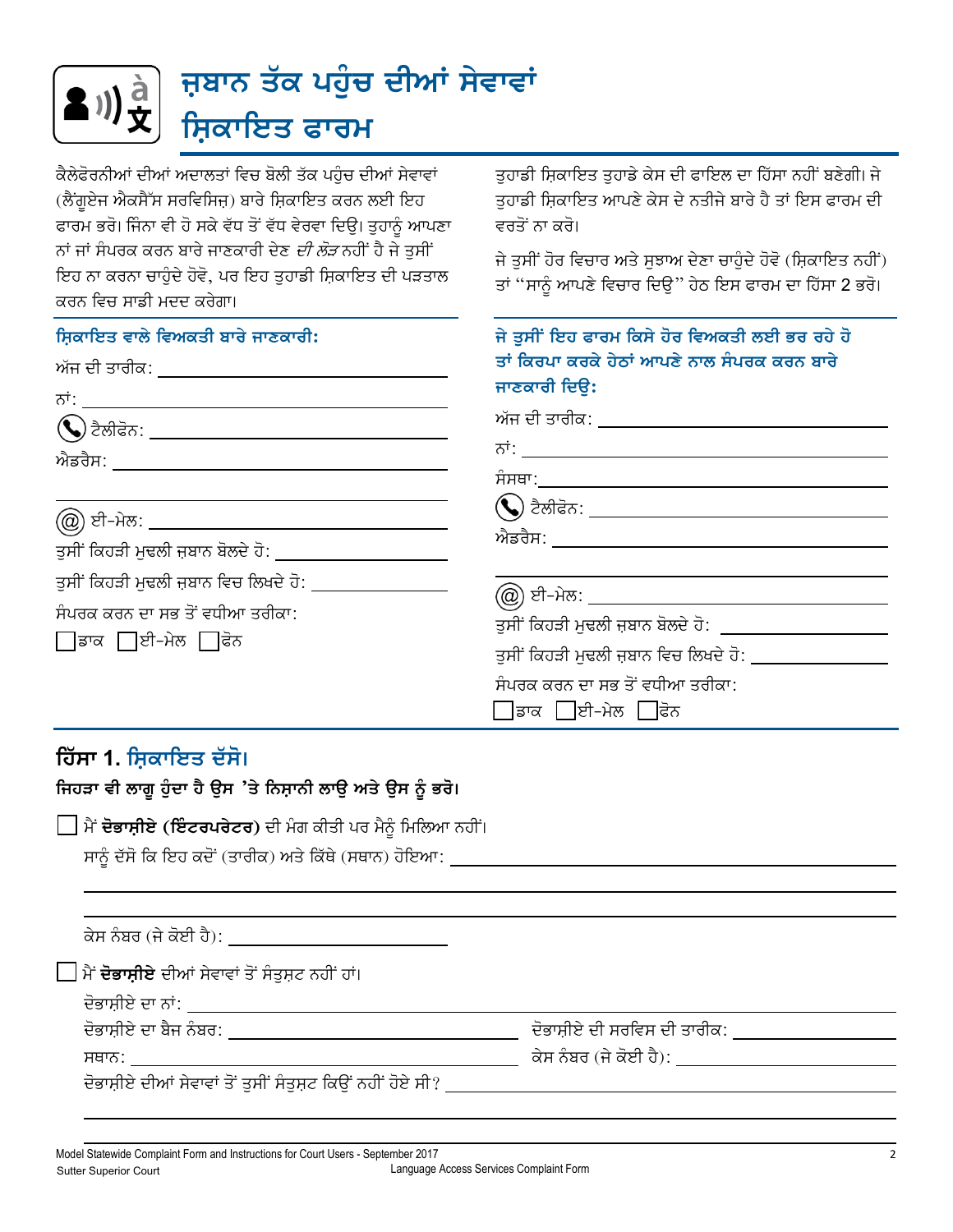# ਜ਼ਬਾਨ ਤੱਕ ਪਹੁੰਚ ਦੀਆਂ ਸੇਵਾਵਾਂ ਸ਼ਿਕਾਇਤ ਫਾਰਮ

ਕੈਲੇਫੋਰਨੀਆਂ ਦੀਆਂ ਅਦਾਲਤਾਂ ਵਿਚ ਬੋਲੀ ਤੱਕ ਪਹੁੰਚ ਦੀਆਂ ਸੇਵਾਵਾਂ (ਲੈਂਗੂਏਜ ਐਕਸੈੱਸ ਸਰਵਿਸਿਜ਼) ਬਾਰੇ ਸ਼ਿਕਾਇਤ ਕਰਨ ਲਈ ਇਹ ਫਾਰਮ ਭਰੋ। ਜਿੰਨਾ ਵੀ ਹੋ ਸਕੇ ਵੱਧ ਤੋਂ ਵੱਧ ਵੇਰਵਾ ਦਿਉ। ਤੁਹਾਨੂੰ ਆਪਣਾ ਨਾਂ ਜਾਂ ਸੰਪਰਕ ਕਰਨ ਬਾਰੇ ਜਾਣਕਾਰੀ ਦੇਣ *ਦੀ ਲੋੜ* ਨਹੀਂ ਹੈ ਜੇ ਤੁਸੀਂ ਇਹ ਨਾ ਕਰਨਾ ਚਾਹੁੰਦੇ ਹੋਵੋ, ਪਰ ਇਹ ਤੁਹਾਡੀ ਸ਼ਿਕਾਇਤ ਦੀ ਪੜਤਾਲ ਕਰਨ ਵਿਚ ਸਾਡੀ ਮਦਦ ਕਰੇਗਾ।

ਤੁਹਾਡੀ ਸ਼ਿਕਾਇਤ ਤੁਹਾਡੇ ਕੇਸ ਦੀ ਫਾਇਲ ਦਾ ਹਿੱਸਾ ਨਹੀਂ ਬਣੇਗੀ। ਜੇ ਤੁਹਾਡੀ ਸ਼ਿਕਾਇਤ ਆਪਣੇ ਕੇਸ ਦੇ ਨਤੀਜੇ ਬਾਰੇ ਹੈ ਤਾਂ ਇਸ ਫਾਰਮ ਦੀ ਵਰਤੋਂ ਨਾ ਕਰੋ।

ਜੇ ਤੁਸੀਂ ਹੋਰ ਵਿਚਾਰ ਅਤੇ ਸੁਝਾਅ ਦੇਣਾ ਚਾਹੁੰਦੇ ਹੋਵੋ (ਸ਼ਿਕਾਇਤ ਨਹੀਂ) ਤਾਂ "ਸਾਨੂੰ ਆਪਣੇ ਵਿਚਾਰ ਦਿਉ" ਹੇਠ ਇਸ ਫਾਰਮ ਦਾ ਹਿੱਸਾ 2 ਭਰੋ।

### ਸ਼ਿਕਾਇਤ ਵਾਲੇ ਵਿਅਕਤੀ ਬਾਰੇ ਜਾਣਕਾਰੀ:

ਅੱਜ ਦੀ ਤਾਰੀਕ: ____________________

ਨਾਂ: ____________________

ਟੈਲੀਫੋਨ: ____________________

ਐਡਰੈਸ: ____________________

____________________

ਈ-ਮੇਲ: ____________________

ਤੁਸੀਂ ਕਿਹੜੀ ਮੁਢਲੀ ਜ਼ਬਾਨ ਬੋਲਦੇ ਹੋ: ____________________

ਤੁਸੀਂ ਕਿਹੜੀ ਮੁਢਲੀ ਜ਼ਬਾਨ ਵਿਚ ਲਿਖਦੇ ਹੋ: ____________________

ਸੰਪਰਕ ਕਰਨ ਦਾ ਸਭ ਤੋਂ ਵਧੀਆ ਤਰੀਕਾ:

☐ ਡਾਕ ☐ ਈ-ਮੇਲ ☐ ਫੋਨ

### ਜੇ ਤੁਸੀਂ ਇਹ ਫਾਰਮ ਕਿਸੇ ਹੋਰ ਵਿਅਕਤੀ ਲਈ ਭਰ ਰਹੇ ਹੋ ਤਾਂ ਕਿਰਪਾ ਕਰਕੇ ਹੇਠਾਂ ਆਪਣੇ ਨਾਲ ਸੰਪਰਕ ਕਰਨ ਬਾਰੇ ਜਾਣਕਾਰੀ ਦਿਉ:

ਅੱਜ ਦੀ ਤਾਰੀਕ: ____________________

ਨਾਂ: ____________________

ਸੰਸਥਾ: ____________________

ਟੈਲੀਫੋਨ: ____________________

ਐਡਰੈਸ: ____________________

____________________

ਈ-ਮੇਲ: ____________________

ਤੁਸੀਂ ਕਿਹੜੀ ਮੁਢਲੀ ਜ਼ਬਾਨ ਬੋਲਦੇ ਹੋ: ____________________

ਤੁਸੀਂ ਕਿਹੜੀ ਮੁਢਲੀ ਜ਼ਬਾਨ ਵਿਚ ਲਿਖਦੇ ਹੋ: ____________________

ਸੰਪਰਕ ਕਰਨ ਦਾ ਸਭ ਤੋਂ ਵਧੀਆ ਤਰੀਕਾ:

☐ ਡਾਕ ☐ ਈ-ਮੇਲ ☐ ਫੋਨ

## ਹਿੱਸਾ 1. ਸ਼ਿਕਾਇਤ ਦੱਸੋ।

**ਜਿਹੜਾ ਵੀ ਲਾਗੂ ਹੁੰਦਾ ਹੈ ਉਸ 'ਤੇ ਨਿਸ਼ਾਨੀ ਲਾਉ ਅਤੇ ਉਸ ਨੂੰ ਭਰੋ।**

☐ ਮੈਂ **ਦੋਭਾਸ਼ੀਏ (ਇੰਟਰਪਰੇਟਰ)** ਦੀ ਮੰਗ ਕੀਤੀ ਪਰ ਮੈਨੂੰ ਮਿਲਿਆ ਨਹੀਂ।

ਸਾਨੂੰ ਦੱਸੋ ਕਿ ਇਹ ਕਦੋਂ (ਤਾਰੀਕ) ਅਤੇ ਕਿੱਥੇ (ਸਥਾਨ) ਹੋਇਆ: ____________________

____________________

____________________

ਕੇਸ ਨੰਬਰ (ਜੇ ਕੋਈ ਹੈ): ____________________

☐ ਮੈਂ **ਦੋਭਾਸ਼ੀਏ** ਦੀਆਂ ਸੇਵਾਵਾਂ ਤੋਂ ਸੰਤੁਸ਼ਟ ਨਹੀਂ ਹਾਂ।

ਦੋਭਾਸ਼ੀਏ ਦਾ ਨਾਂ: ____________________

ਦੋਭਾਸ਼ੀਏ ਦਾ ਬੈਜ ਨੰਬਰ: ____________________ ਦੋਭਾਸ਼ੀਏ ਦੀ ਸਰਵਿਸ ਦੀ ਤਾਰੀਕ: ____________________

ਸਥਾਨ: ____________________ ਕੇਸ ਨੰਬਰ (ਜੇ ਕੋਈ ਹੈ): ____________________

ਦੋਭਾਸ਼ੀਏ ਦੀਆਂ ਸੇਵਾਵਾਂ ਤੋਂ ਤੁਸੀਂ ਸੰਤੁਸ਼ਟ ਕਿਉਂ ਨਹੀਂ ਹੋਏ ਸੀ? ____________________

____________________

Model Statewide Complaint Form and Instructions for Court Users - September 2017
Sutter Superior Court
Language Access Services Complaint Form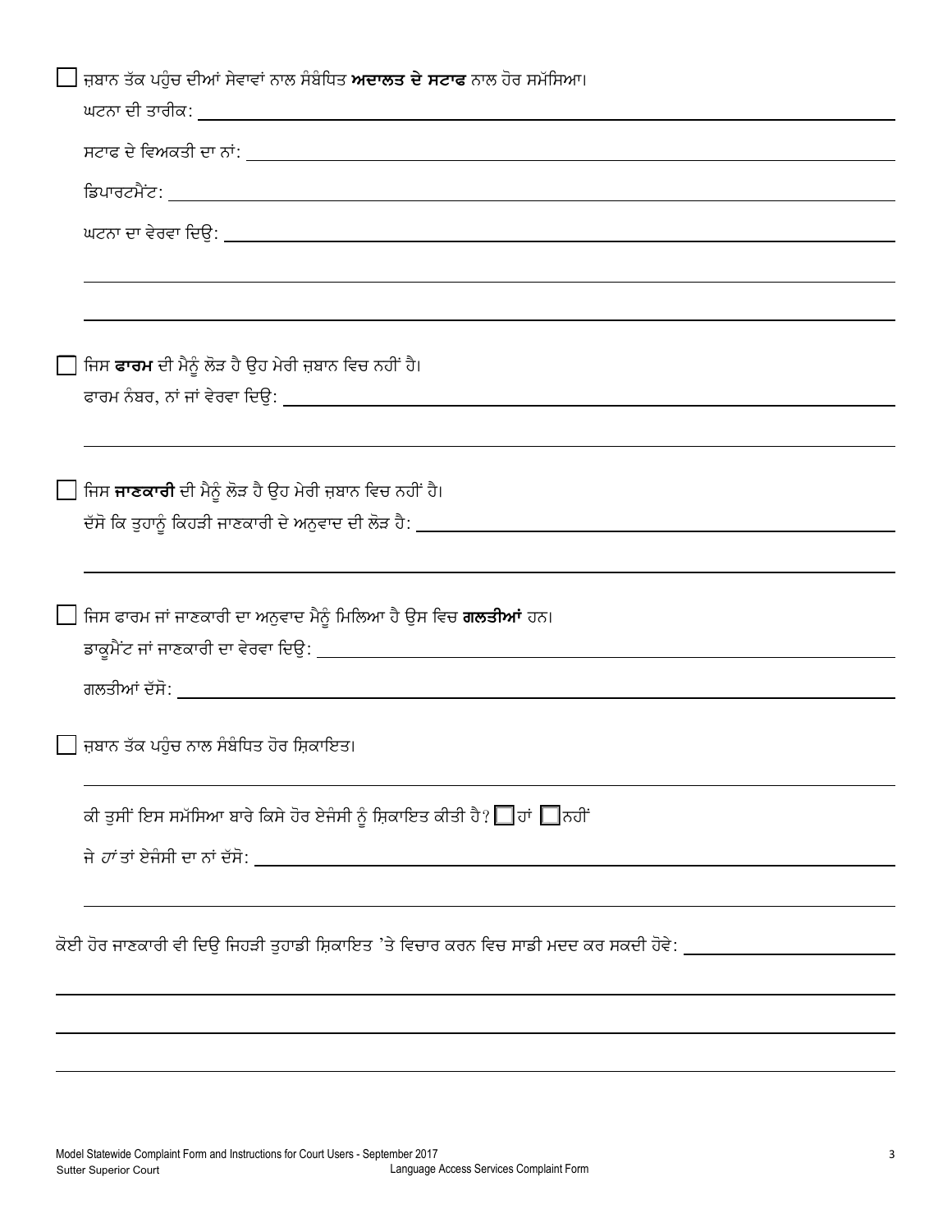☐ ਜ਼ਬਾਨ ਤੱਕ ਪਹੁੰਚ ਦੀਆਂ ਸੇਵਾਵਾਂ ਨਾਲ ਸੰਬੰਧਿਤ **ਅਦਾਲਤ ਦੇ ਸਟਾਫ** ਨਾਲ ਹੋਰ ਸਮੱਸਿਆ।

ਘਟਨਾ ਦੀ ਤਾਰੀਕ: ______________________________

ਸਟਾਫ ਦੇ ਵਿਅਕਤੀ ਦਾ ਨਾਂ: ______________________________

ਡਿਪਾਰਟਮੈਂਟ: ______________________________

ਘਟਨਾ ਦਾ ਵੇਰਵਾ ਦਿਉ: ______________________________

______________________________

______________________________

☐ ਜਿਸ **ਫਾਰਮ** ਦੀ ਮੈਨੂੰ ਲੋੜ ਹੈ ਉਹ ਮੇਰੀ ਜ਼ਬਾਨ ਵਿਚ ਨਹੀਂ ਹੈ।

ਫਾਰਮ ਨੰਬਰ, ਨਾਂ ਜਾਂ ਵੇਰਵਾ ਦਿਉ: ______________________________

______________________________

☐ ਜਿਸ **ਜਾਣਕਾਰੀ** ਦੀ ਮੈਨੂੰ ਲੋੜ ਹੈ ਉਹ ਮੇਰੀ ਜ਼ਬਾਨ ਵਿਚ ਨਹੀਂ ਹੈ।

ਦੱਸੋ ਕਿ ਤੁਹਾਨੂੰ ਕਿਹੜੀ ਜਾਣਕਾਰੀ ਦੇ ਅਨੁਵਾਦ ਦੀ ਲੋੜ ਹੈ: ______________________________

______________________________

☐ ਜਿਸ ਫਾਰਮ ਜਾਂ ਜਾਣਕਾਰੀ ਦਾ ਅਨੁਵਾਦ ਮੈਨੂੰ ਮਿਲਿਆ ਹੈ ਉਸ ਵਿਚ **ਗਲਤੀਆਂ** ਹਨ।

ਡਾਕੂਮੈਂਟ ਜਾਂ ਜਾਣਕਾਰੀ ਦਾ ਵੇਰਵਾ ਦਿਉ: ______________________________

ਗਲਤੀਆਂ ਦੱਸੋ: ______________________________

☐ ਜ਼ਬਾਨ ਤੱਕ ਪਹੁੰਚ ਨਾਲ ਸੰਬੰਧਿਤ ਹੋਰ ਸ਼ਿਕਾਇਤ।

______________________________

ਕੀ ਤੁਸੀਂ ਇਸ ਸਮੱਸਿਆ ਬਾਰੇ ਕਿਸੇ ਹੋਰ ਏਜੰਸੀ ਨੂੰ ਸ਼ਿਕਾਇਤ ਕੀਤੀ ਹੈ? ☐ ਹਾਂ ☐ ਨਹੀਂ

ਜੇ *ਹਾਂ* ਤਾਂ ਏਜੰਸੀ ਦਾ ਨਾਂ ਦੱਸੋ: ______________________________

______________________________

ਕੋਈ ਹੋਰ ਜਾਣਕਾਰੀ ਵੀ ਦਿਉ ਜਿਹੜੀ ਤੁਹਾਡੀ ਸ਼ਿਕਾਇਤ 'ਤੇ ਵਿਚਾਰ ਕਰਨ ਵਿਚ ਸਾਡੀ ਮਦਦ ਕਰ ਸਕਦੀ ਹੋਵੇ: ______________________________

______________________________

______________________________

______________________________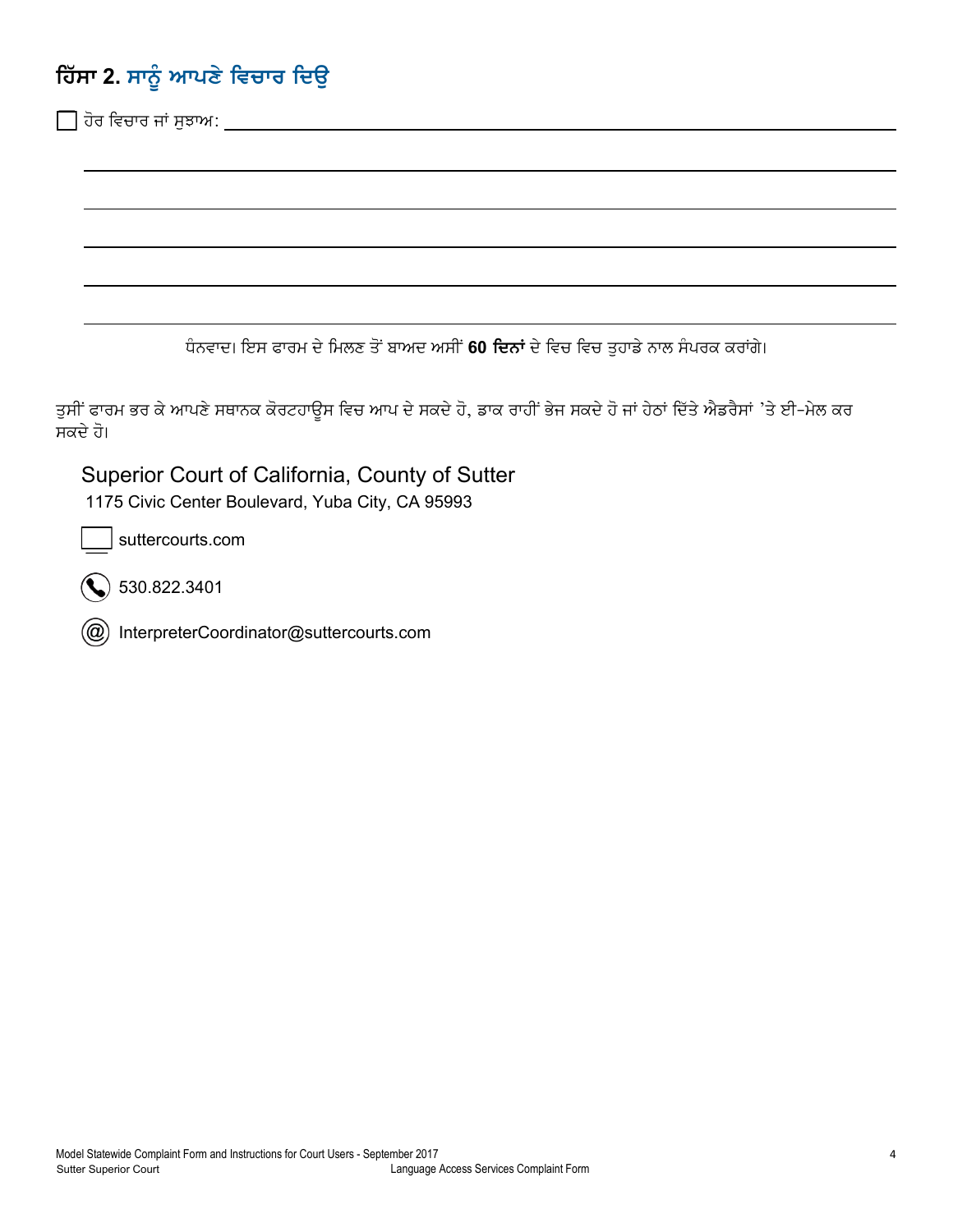## ਹਿੱਸਾ 2. ਸਾਨੂੰ ਆਪਣੇ ਵਿਚਾਰ ਦਿਉ

☐ ਹੋਰ ਵਿਚਾਰ ਜਾਂ ਸੁਝਾਅ: ______________________________________________

______________________________________________

______________________________________________

______________________________________________

______________________________________________

______________________________________________

ਧੰਨਵਾਦ। ਇਸ ਫਾਰਮ ਦੇ ਮਿਲਣ ਤੋਂ ਬਾਅਦ ਅਸੀਂ **60 ਦਿਨਾਂ** ਦੇ ਵਿਚ ਵਿਚ ਤੁਹਾਡੇ ਨਾਲ ਸੰਪਰਕ ਕਰਾਂਗੇ।

ਤੁਸੀਂ ਫਾਰਮ ਭਰ ਕੇ ਆਪਣੇ ਸਥਾਨਕ ਕੋਰਟਹਾਊਸ ਵਿਚ ਆਪ ਦੇ ਸਕਦੇ ਹੋ, ਡਾਕ ਰਾਹੀਂ ਭੇਜ ਸਕਦੇ ਹੋ ਜਾਂ ਹੇਠਾਂ ਦਿੱਤੇ ਐਡਰੈਸਾਂ 'ਤੇ ਈ-ਮੇਲ ਕਰ ਸਕਦੇ ਹੋ।

Superior Court of California, County of Sutter
1175 Civic Center Boulevard, Yuba City, CA 95993

suttercourts.com

530.822.3401

InterpreterCoordinator@suttercourts.com

Model Statewide Complaint Form and Instructions for Court Users - September 2017
Sutter Superior Court — Language Access Services Complaint Form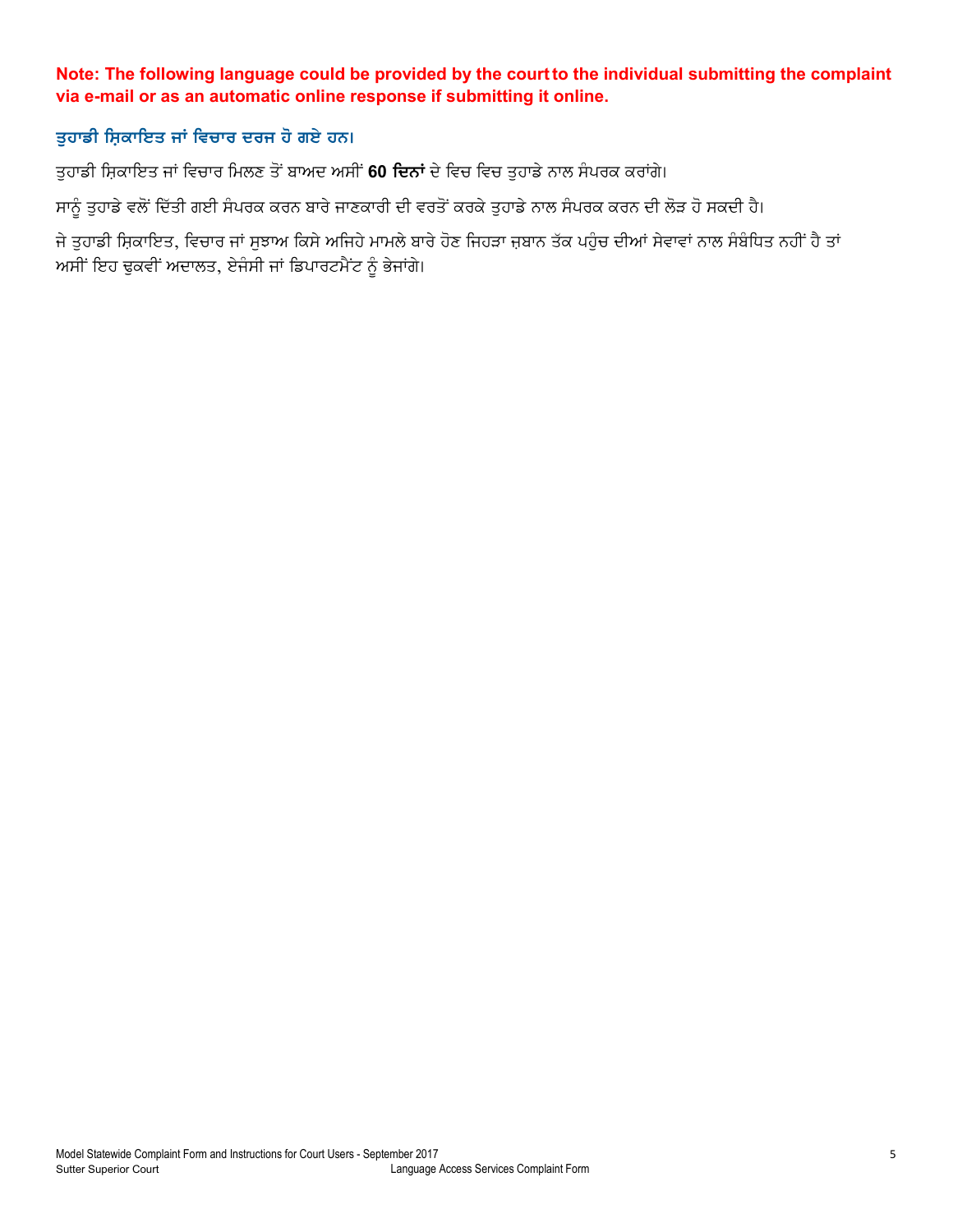**Note: The following language could be provided by the court to the individual submitting the complaint via e-mail or as an automatic online response if submitting it online.**

### ਤੁਹਾਡੀ ਸ਼ਿਕਾਇਤ ਜਾਂ ਵਿਚਾਰ ਦਰਜ ਹੋ ਗਏ ਹਨ।

ਤੁਹਾਡੀ ਸ਼ਿਕਾਇਤ ਜਾਂ ਵਿਚਾਰ ਮਿਲਣ ਤੋਂ ਬਾਅਦ ਅਸੀਂ **60 ਦਿਨਾਂ** ਦੇ ਵਿਚ ਵਿਚ ਤੁਹਾਡੇ ਨਾਲ ਸੰਪਰਕ ਕਰਾਂਗੇ।

ਸਾਨੂੰ ਤੁਹਾਡੇ ਵਲੋਂ ਦਿੱਤੀ ਗਈ ਸੰਪਰਕ ਕਰਨ ਬਾਰੇ ਜਾਣਕਾਰੀ ਦੀ ਵਰਤੋਂ ਕਰਕੇ ਤੁਹਾਡੇ ਨਾਲ ਸੰਪਰਕ ਕਰਨ ਦੀ ਲੋੜ ਹੋ ਸਕਦੀ ਹੈ।

ਜੇ ਤੁਹਾਡੀ ਸ਼ਿਕਾਇਤ, ਵਿਚਾਰ ਜਾਂ ਸੁਝਾਅ ਕਿਸੇ ਅਜਿਹੇ ਮਾਮਲੇ ਬਾਰੇ ਹੋਣ ਜਿਹੜਾ ਜ਼ਬਾਨ ਤੱਕ ਪਹੁੰਚ ਦੀਆਂ ਸੇਵਾਵਾਂ ਨਾਲ ਸੰਬੰਧਿਤ ਨਹੀਂ ਹੈ ਤਾਂ ਅਸੀਂ ਇਹ ਢੁਕਵੀਂ ਅਦਾਲਤ, ਏਜੰਸੀ ਜਾਂ ਡਿਪਾਰਟਮੈਂਟ ਨੂੰ ਭੇਜਾਂਗੇ।